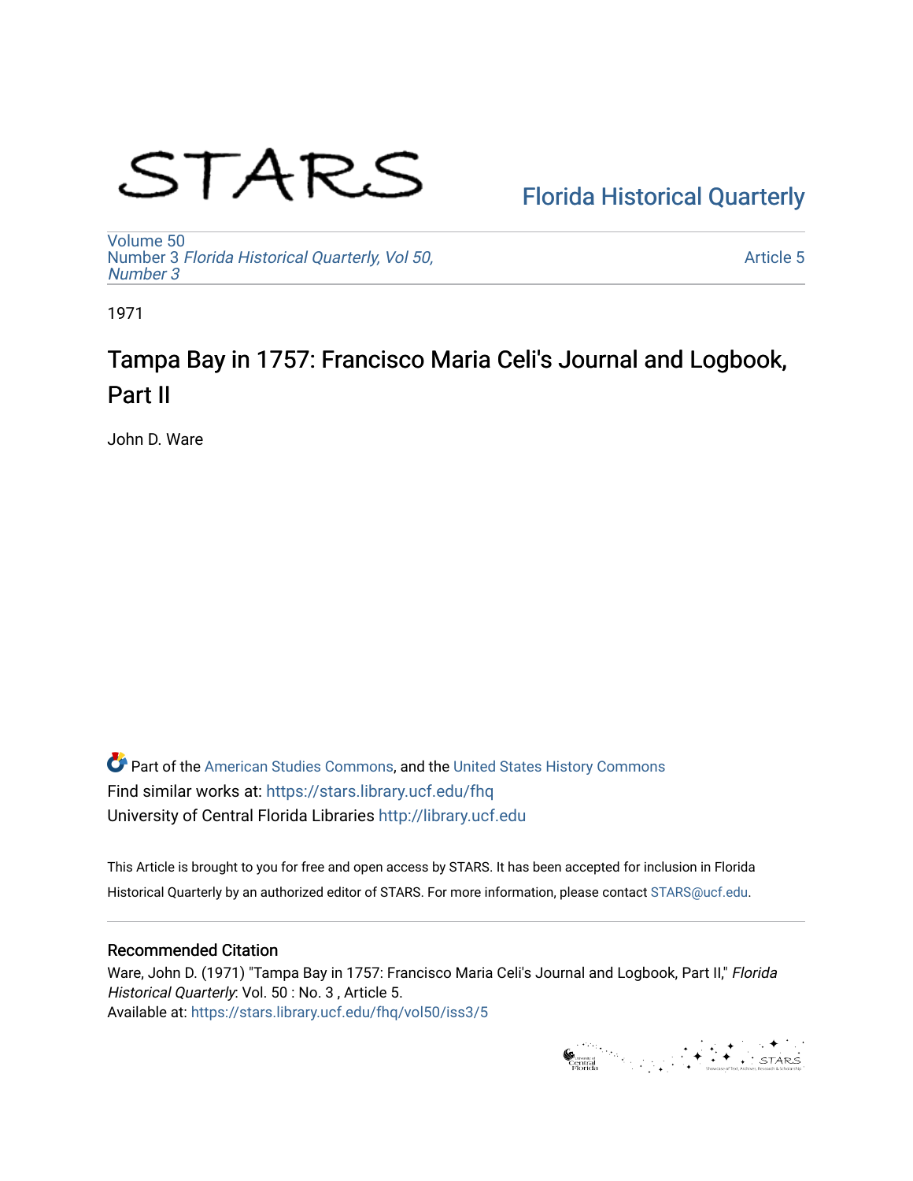STARS

Florida Historical Quarterly

Volume 50
Number 3 *Florida Historical Quarterly, Vol 50, Number 3*

Article 5

1971

# Tampa Bay in 1757: Francisco Maria Celi's Journal and Logbook, Part II

John D. Ware

Part of the American Studies Commons, and the United States History Commons
Find similar works at: https://stars.library.ucf.edu/fhq
University of Central Florida Libraries http://library.ucf.edu

This Article is brought to you for free and open access by STARS. It has been accepted for inclusion in Florida Historical Quarterly by an authorized editor of STARS. For more information, please contact STARS@ucf.edu.

## Recommended Citation

Ware, John D. (1971) "Tampa Bay in 1757: Francisco Maria Celi's Journal and Logbook, Part II," *Florida Historical Quarterly*: Vol. 50 : No. 3 , Article 5.
Available at: https://stars.library.ucf.edu/fhq/vol50/iss3/5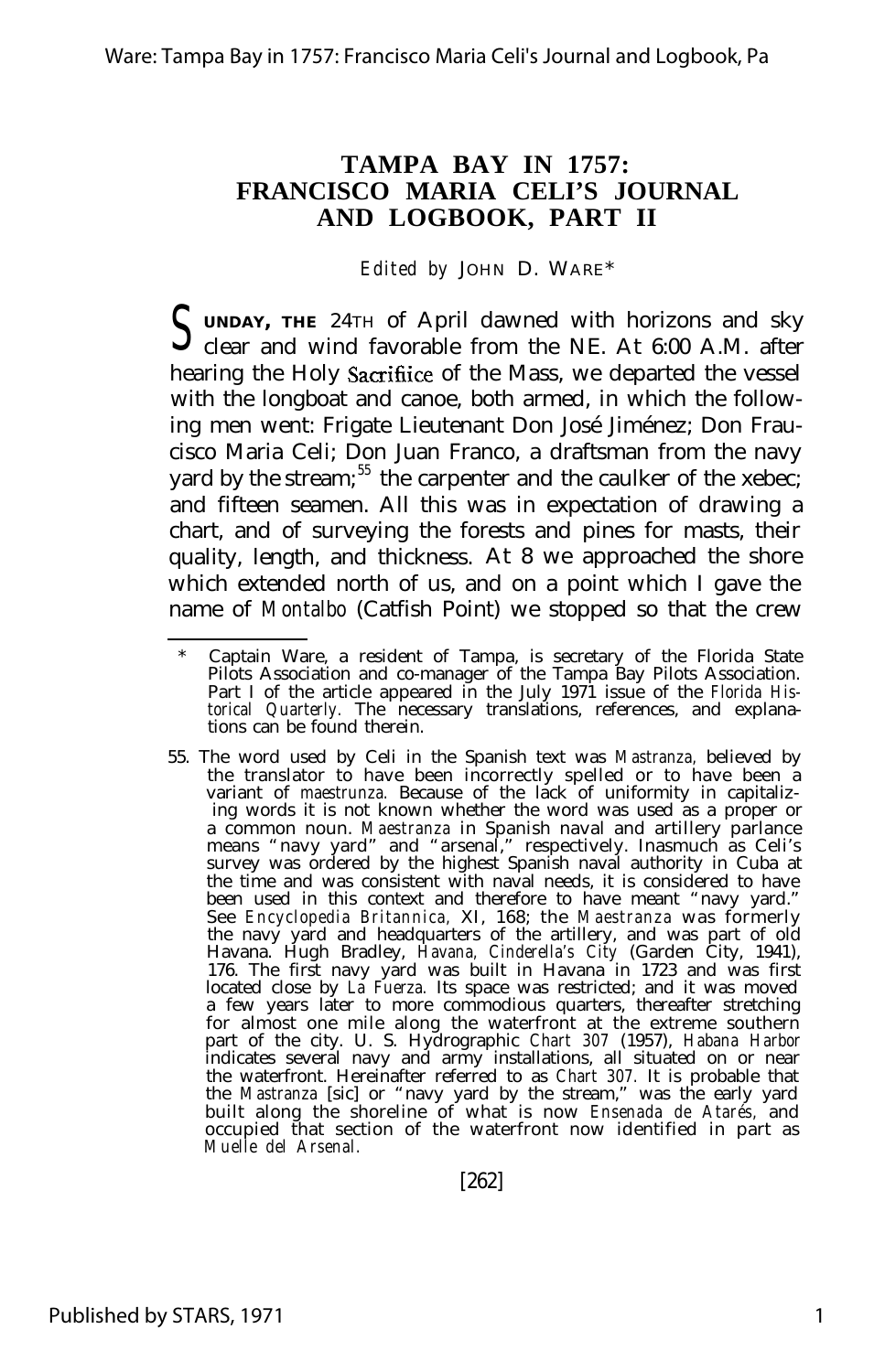# TAMPA BAY IN 1757: FRANCISCO MARIA CELI'S JOURNAL AND LOGBOOK, PART II

*Edited by* JOHN D. WARE*

SUNDAY, THE 24TH of April dawned with horizons and sky clear and wind favorable from the NE. At 6:00 A.M. after hearing the Holy Sacrifiice of the Mass, we departed the vessel with the longboat and canoe, both armed, in which the following men went: Frigate Lieutenant Don José Jiménez; Don Fraucisco Maria Celi; Don Juan Franco, a draftsman from the navy yard by the stream;[55] the carpenter and the caulker of the xebec; and fifteen seamen. All this was in expectation of drawing a chart, and of surveying the forests and pines for masts, their quality, length, and thickness. At 8 we approached the shore which extended north of us, and on a point which I gave the name of *Montalbo* (Catfish Point) we stopped so that the crew

---

\* Captain Ware, a resident of Tampa, is secretary of the Florida State Pilots Association and co-manager of the Tampa Bay Pilots Association. Part I of the article appeared in the July 1971 issue of the *Florida Historical Quarterly*. The necessary translations, references, and explanations can be found therein.

55. The word used by Celi in the Spanish text was *Mastranza,* believed by the translator to have been incorrectly spelled or to have been a variant of *maestrunza.* Because of the lack of uniformity in capitalizing words it is not known whether the word was used as a proper or a common noun. *Maestranza* in Spanish naval and artillery parlance means "navy yard" and "arsenal," respectively. Inasmuch as Celi's survey was ordered by the highest Spanish naval authority in Cuba at the time and was consistent with naval needs, it is considered to have been used in this context and therefore to have meant "navy yard." See *Encyclopedia Britannica,* XI, 168; the *Maestranza* was formerly the navy yard and headquarters of the artillery, and was part of old Havana. Hugh Bradley, *Havana, Cinderella's City* (Garden City, 1941), 176. The first navy yard was built in Havana in 1723 and was first located close by *La Fuerza.* Its space was restricted; and it was moved a few years later to more commodious quarters, thereafter stretching for almost one mile along the waterfront at the extreme southern part of the city. U. S. Hydrographic *Chart 307* (1957), *Habana Harbor* indicates several navy and army installations, all situated on or near the waterfront. Hereinafter referred to as *Chart 307.* It is probable that the *Mastranza* [sic] or "navy yard by the stream," was the early yard built along the shoreline of what is now *Ensenada de Atarés,* and occupied that section of the waterfront now identified in part as *Muelle del Arsenal.*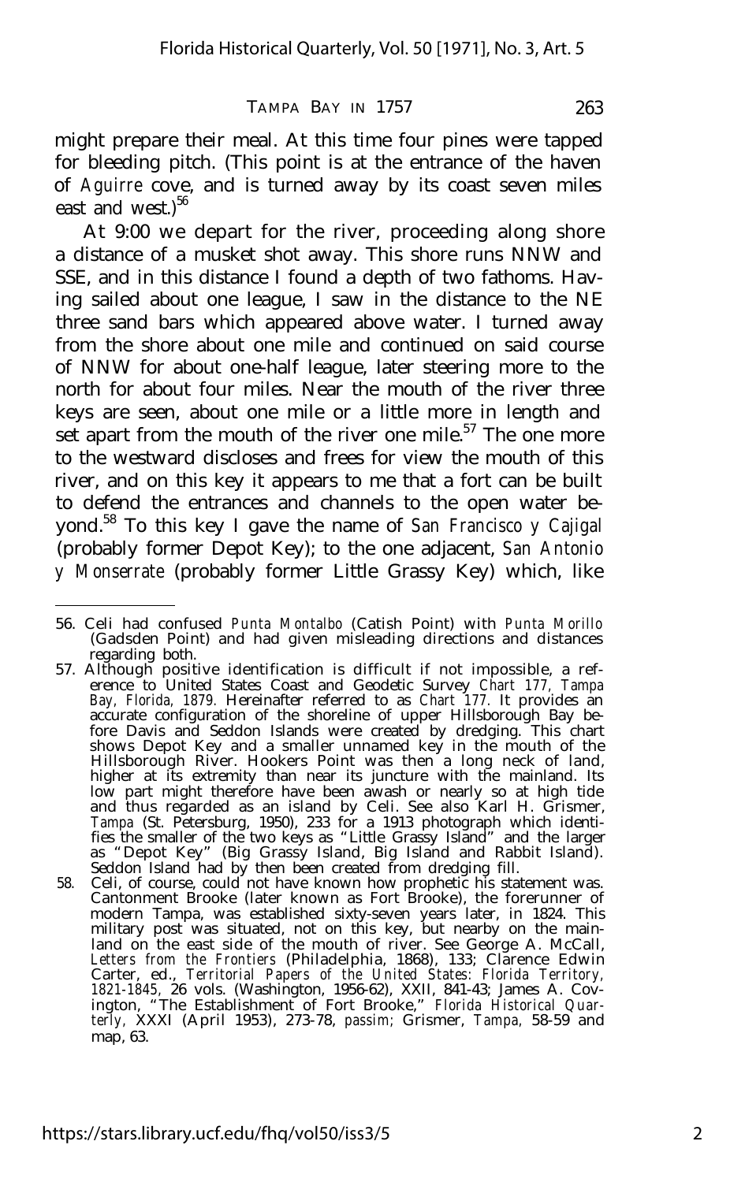might prepare their meal. At this time four pines were tapped for bleeding pitch. (This point is at the entrance of the haven of *Aguirre* cove, and is turned away by its coast seven miles east and west.)[56]

At 9:00 we depart for the river, proceeding along shore a distance of a musket shot away. This shore runs NNW and SSE, and in this distance I found a depth of two fathoms. Having sailed about one league, I saw in the distance to the NE three sand bars which appeared above water. I turned away from the shore about one mile and continued on said course of NNW for about one-half league, later steering more to the north for about four miles. Near the mouth of the river three keys are seen, about one mile or a little more in length and set apart from the mouth of the river one mile.[57] The one more to the westward discloses and frees for view the mouth of this river, and on this key it appears to me that a fort can be built to defend the entrances and channels to the open water beyond.[58] To this key I gave the name of *San Francisco y Cajigal* (probably former Depot Key); to the one adjacent, *San Antonio y Monserrate* (probably former Little Grassy Key) which, like

---

56. Celi had confused *Punta Montalbo* (Catish Point) with *Punta Morillo* (Gadsden Point) and had given misleading directions and distances regarding both.

57. Although positive identification is difficult if not impossible, a reference to United States Coast and Geodetic Survey *Chart 177, Tampa Bay, Florida, 1879.* Hereinafter referred to as *Chart 177.* It provides an accurate configuration of the shoreline of upper Hillsborough Bay before Davis and Seddon Islands were created by dredging. This chart shows Depot Key and a smaller unnamed key in the mouth of the Hillsborough River. Hookers Point was then a long neck of land, higher at its extremity than near its juncture with the mainland. Its low part might therefore have been awash or nearly so at high tide and thus regarded as an island by Celi. See also Karl H. Grismer, *Tampa* (St. Petersburg, 1950), 233 for a 1913 photograph which identifies the smaller of the two keys as "Little Grassy Island" and the larger as "Depot Key" (Big Grassy Island, Big Island and Rabbit Island). Seddon Island had by then been created from dredging fill.

58. Celi, of course, could not have known how prophetic his statement was. Cantonment Brooke (later known as Fort Brooke), the forerunner of modern Tampa, was established sixty-seven years later, in 1824. This military post was situated, not on this key, but nearby on the mainland on the east side of the mouth of river. See George A. McCall, *Letters from the Frontiers* (Philadelphia, 1868), 133; Clarence Edwin Carter, ed., *Territorial Papers of the United States: Florida Territory, 1821-1845,* 26 vols. (Washington, 1956-62), XXII, 841-43; James A. Covington, "The Establishment of Fort Brooke," *Florida Historical Quarterly,* XXXI (April 1953), 273-78, *passim;* Grismer, *Tampa,* 58-59 and map, 63.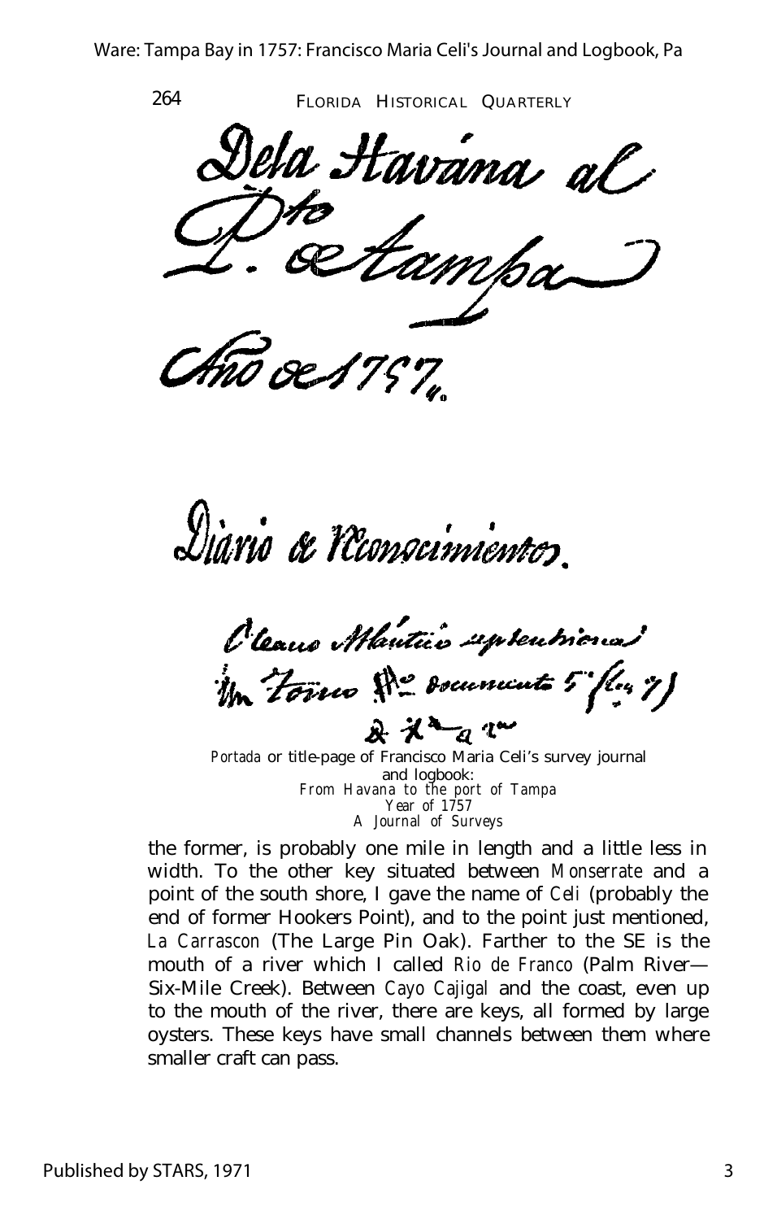Dela Havana al Pto. de Tampa

Año de 1757.

Diario de Reconocimientos.

Oceano Atlántico septentrional Tomo ... documento 5 ...

*Portada* or title-page of Francisco Maria Celi's survey journal and logbook:
*From Havana to the port of Tampa*
*Year of 1757*
*A Journal of Surveys*

the former, is probably one mile in length and a little less in width. To the other key situated between *Monserrate* and a point of the south shore, I gave the name of *Celi* (probably the end of former Hookers Point), and to the point just mentioned, *La Carrascon* (The Large Pin Oak). Farther to the SE is the mouth of a river which I called *Rio de Franco* (Palm River—Six-Mile Creek). Between *Cayo Cajigal* and the coast, even up to the mouth of the river, there are keys, all formed by large oysters. These keys have small channels between them where smaller craft can pass.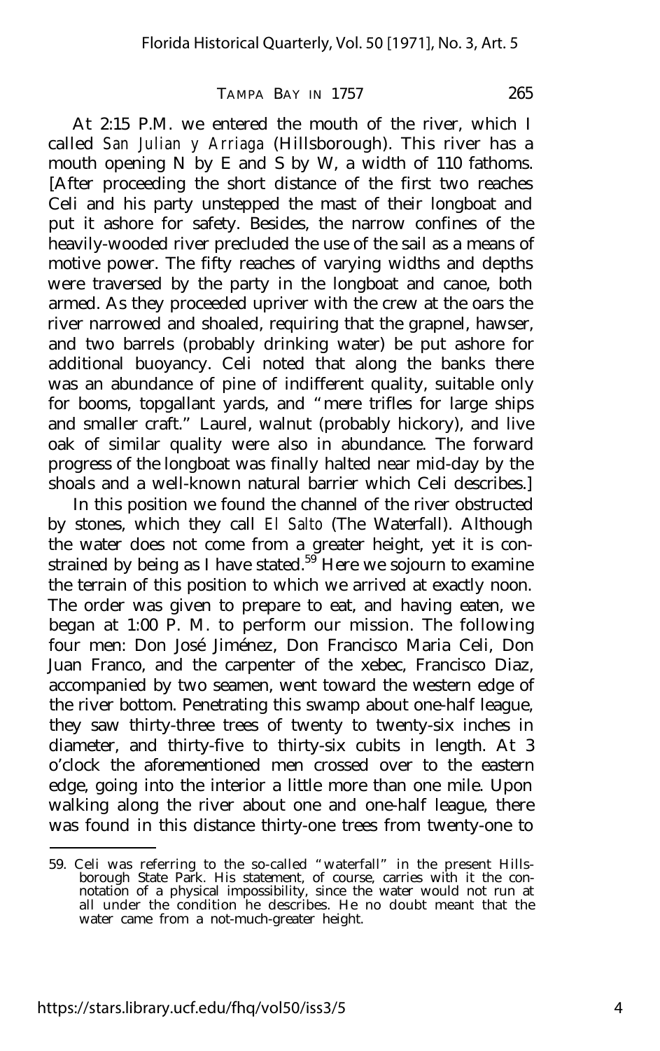At 2:15 P.M. we entered the mouth of the river, which I called *San Julian y Arriaga* (Hillsborough). This river has a mouth opening N by E and S by W, a width of 110 fathoms. [After proceeding the short distance of the first two reaches Celi and his party unstepped the mast of their longboat and put it ashore for safety. Besides, the narrow confines of the heavily-wooded river precluded the use of the sail as a means of motive power. The fifty reaches of varying widths and depths were traversed by the party in the longboat and canoe, both armed. As they proceeded upriver with the crew at the oars the river narrowed and shoaled, requiring that the grapnel, hawser, and two barrels (probably drinking water) be put ashore for additional buoyancy. Celi noted that along the banks there was an abundance of pine of indifferent quality, suitable only for booms, topgallant yards, and "mere trifles for large ships and smaller craft." Laurel, walnut (probably hickory), and live oak of similar quality were also in abundance. The forward progress of the longboat was finally halted near mid-day by the shoals and a well-known natural barrier which Celi describes.]

In this position we found the channel of the river obstructed by stones, which they call *El Salto* (The Waterfall). Although the water does not come from a greater height, yet it is constrained by being as I have stated.[59] Here we sojourn to examine the terrain of this position to which we arrived at exactly noon. The order was given to prepare to eat, and having eaten, we began at 1:00 P. M. to perform our mission. The following four men: Don José Jiménez, Don Francisco Maria Celi, Don Juan Franco, and the carpenter of the xebec, Francisco Diaz, accompanied by two seamen, went toward the western edge of the river bottom. Penetrating this swamp about one-half league, they saw thirty-three trees of twenty to twenty-six inches in diameter, and thirty-five to thirty-six cubits in length. At 3 o'clock the aforementioned men crossed over to the eastern edge, going into the interior a little more than one mile. Upon walking along the river about one and one-half league, there was found in this distance thirty-one trees from twenty-one to

59. Celi was referring to the so-called "waterfall" in the present Hillsborough State Park. His statement, of course, carries with it the connotation of a physical impossibility, since the water would not run at all under the condition he describes. He no doubt meant that the water came from a not-much-greater height.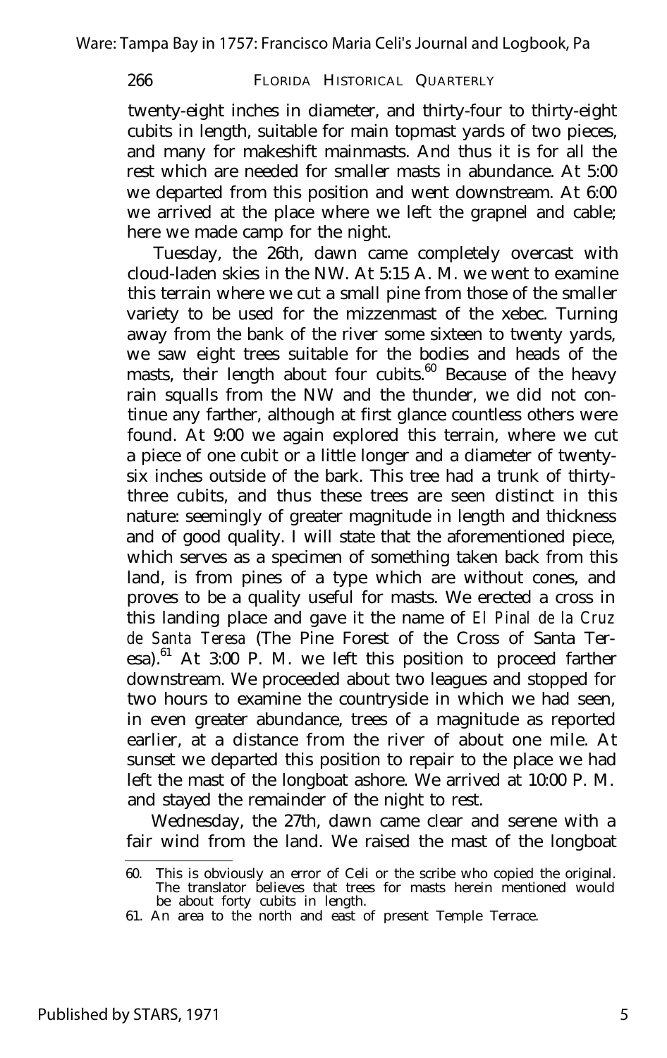twenty-eight inches in diameter, and thirty-four to thirty-eight cubits in length, suitable for main topmast yards of two pieces, and many for makeshift mainmasts. And thus it is for all the rest which are needed for smaller masts in abundance. At 5:00 we departed from this position and went downstream. At 6:00 we arrived at the place where we left the grapnel and cable; here we made camp for the night.

Tuesday, the 26th, dawn came completely overcast with cloud-laden skies in the NW. At 5:15 A. M. we went to examine this terrain where we cut a small pine from those of the smaller variety to be used for the mizzenmast of the xebec. Turning away from the bank of the river some sixteen to twenty yards, we saw eight trees suitable for the bodies and heads of the masts, their length about four cubits.[60] Because of the heavy rain squalls from the NW and the thunder, we did not continue any farther, although at first glance countless others were found. At 9:00 we again explored this terrain, where we cut a piece of one cubit or a little longer and a diameter of twenty-six inches outside of the bark. This tree had a trunk of thirty-three cubits, and thus these trees are seen distinct in this nature: seemingly of greater magnitude in length and thickness and of good quality. I will state that the aforementioned piece, which serves as a specimen of something taken back from this land, is from pines of a type which are without cones, and proves to be a quality useful for masts. We erected a cross in this landing place and gave it the name of *El Pinal de la Cruz de Santa Teresa* (The Pine Forest of the Cross of Santa Teresa).[61] At 3:00 P. M. we left this position to proceed farther downstream. We proceeded about two leagues and stopped for two hours to examine the countryside in which we had seen, in even greater abundance, trees of a magnitude as reported earlier, at a distance from the river of about one mile. At sunset we departed this position to repair to the place we had left the mast of the longboat ashore. We arrived at 10:00 P. M. and stayed the remainder of the night to rest.

Wednesday, the 27th, dawn came clear and serene with a fair wind from the land. We raised the mast of the longboat

---

60. This is obviously an error of Celi or the scribe who copied the original. The translator believes that trees for masts herein mentioned would be about forty cubits in length.

61. An area to the north and east of present Temple Terrace.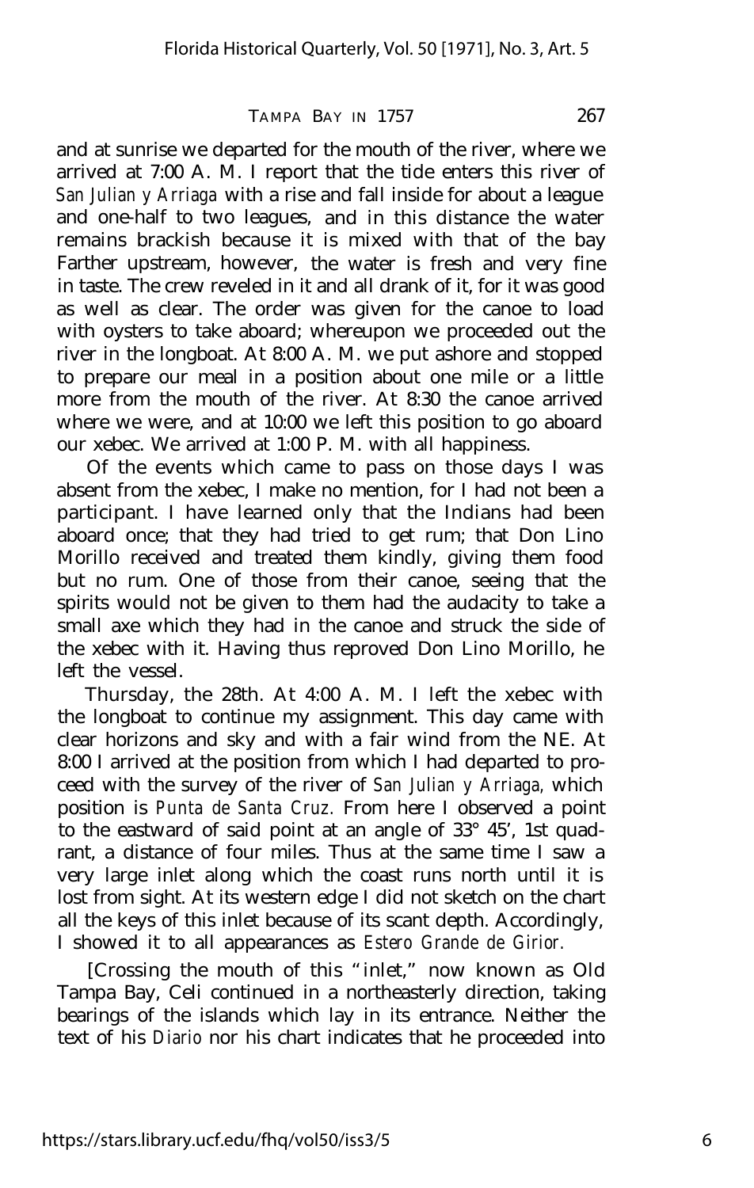and at sunrise we departed for the mouth of the river, where we arrived at 7:00 A. M. I report that the tide enters this river of *San Julian y Arriaga* with a rise and fall inside for about a league and one-half to two leagues, and in this distance the water remains brackish because it is mixed with that of the bay Farther upstream, however, the water is fresh and very fine in taste. The crew reveled in it and all drank of it, for it was good as well as clear. The order was given for the canoe to load with oysters to take aboard; whereupon we proceeded out the river in the longboat. At 8:00 A. M. we put ashore and stopped to prepare our meal in a position about one mile or a little more from the mouth of the river. At 8:30 the canoe arrived where we were, and at 10:00 we left this position to go aboard our xebec. We arrived at 1:00 P. M. with all happiness.

Of the events which came to pass on those days I was absent from the xebec, I make no mention, for I had not been a participant. I have learned only that the Indians had been aboard once; that they had tried to get rum; that Don Lino Morillo received and treated them kindly, giving them food but no rum. One of those from their canoe, seeing that the spirits would not be given to them had the audacity to take a small axe which they had in the canoe and struck the side of the xebec with it. Having thus reproved Don Lino Morillo, he left the vessel.

Thursday, the 28th. At 4:00 A. M. I left the xebec with the longboat to continue my assignment. This day came with clear horizons and sky and with a fair wind from the NE. At 8:00 I arrived at the position from which I had departed to proceed with the survey of the river of *San Julian y Arriaga,* which position is *Punta de Santa Cruz.* From here I observed a point to the eastward of said point at an angle of 33° 45', 1st quadrant, a distance of four miles. Thus at the same time I saw a very large inlet along which the coast runs north until it is lost from sight. At its western edge I did not sketch on the chart all the keys of this inlet because of its scant depth. Accordingly, I showed it to all appearances as *Estero Grande de Girior.*

[Crossing the mouth of this "inlet," now known as Old Tampa Bay, Celi continued in a northeasterly direction, taking bearings of the islands which lay in its entrance. Neither the text of his *Diario* nor his chart indicates that he proceeded into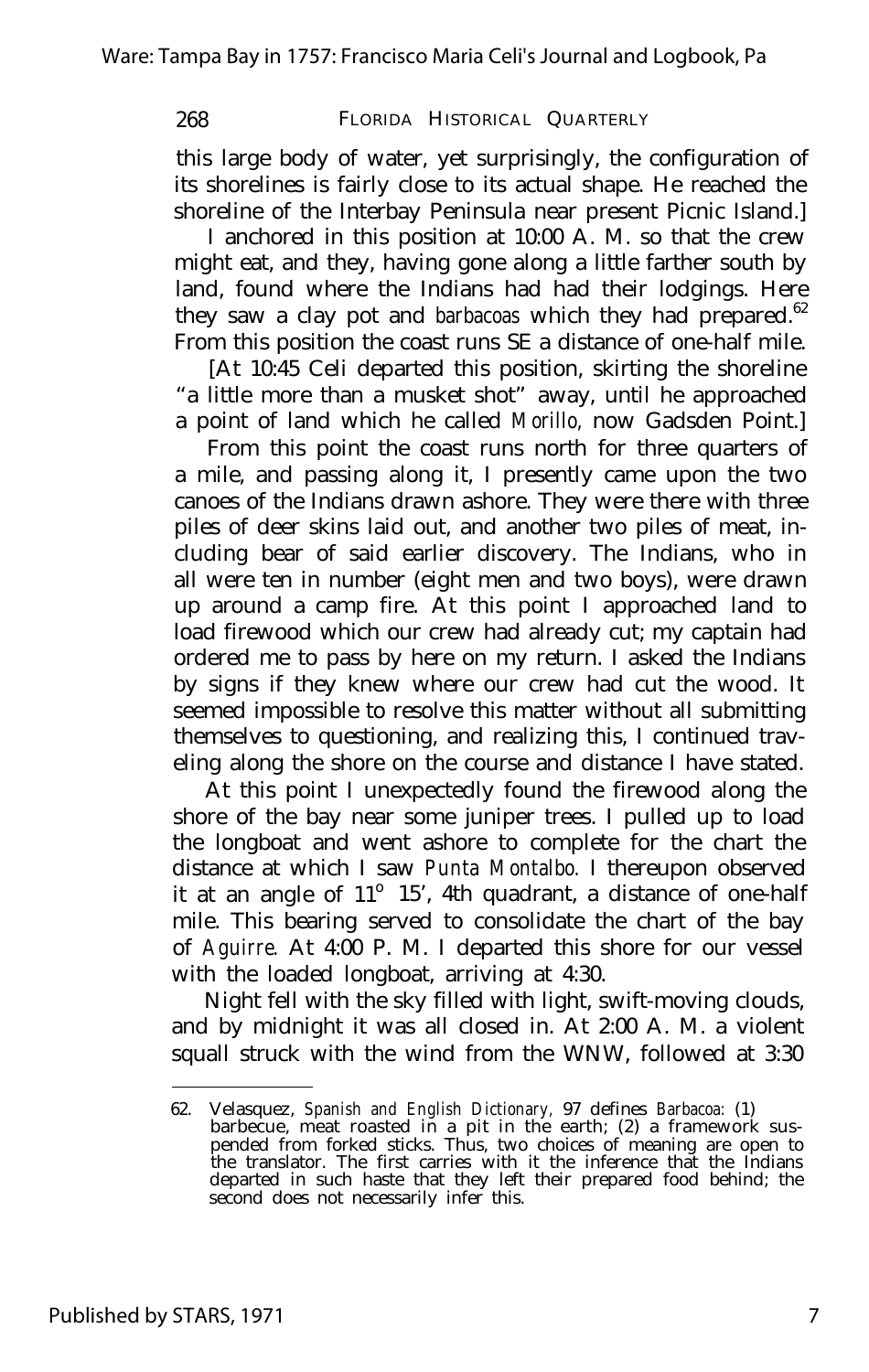this large body of water, yet surprisingly, the configuration of its shorelines is fairly close to its actual shape. He reached the shoreline of the Interbay Peninsula near present Picnic Island.]

I anchored in this position at 10:00 A. M. so that the crew might eat, and they, having gone along a little farther south by land, found where the Indians had had their lodgings. Here they saw a clay pot and *barbacoas* which they had prepared.[62] From this position the coast runs SE a distance of one-half mile.

[At 10:45 Celi departed this position, skirting the shoreline "a little more than a musket shot" away, until he approached a point of land which he called *Morillo*, now Gadsden Point.]

From this point the coast runs north for three quarters of a mile, and passing along it, I presently came upon the two canoes of the Indians drawn ashore. They were there with three piles of deer skins laid out, and another two piles of meat, including bear of said earlier discovery. The Indians, who in all were ten in number (eight men and two boys), were drawn up around a camp fire. At this point I approached land to load firewood which our crew had already cut; my captain had ordered me to pass by here on my return. I asked the Indians by signs if they knew where our crew had cut the wood. It seemed impossible to resolve this matter without all submitting themselves to questioning, and realizing this, I continued traveling along the shore on the course and distance I have stated.

At this point I unexpectedly found the firewood along the shore of the bay near some juniper trees. I pulled up to load the longboat and went ashore to complete for the chart the distance at which I saw *Punta Montalbo*. I thereupon observed it at an angle of 11° 15', 4th quadrant, a distance of one-half mile. This bearing served to consolidate the chart of the bay of *Aguirre*. At 4:00 P. M. I departed this shore for our vessel with the loaded longboat, arriving at 4:30.

Night fell with the sky filled with light, swift-moving clouds, and by midnight it was all closed in. At 2:00 A. M. a violent squall struck with the wind from the WNW, followed at 3:30

---

62. Velasquez, *Spanish and English Dictionary*, 97 defines *Barbacoa*: (1) barbecue, meat roasted in a pit in the earth; (2) a framework suspended from forked sticks. Thus, two choices of meaning are open to the translator. The first carries with it the inference that the Indians departed in such haste that they left their prepared food behind; the second does not necessarily infer this.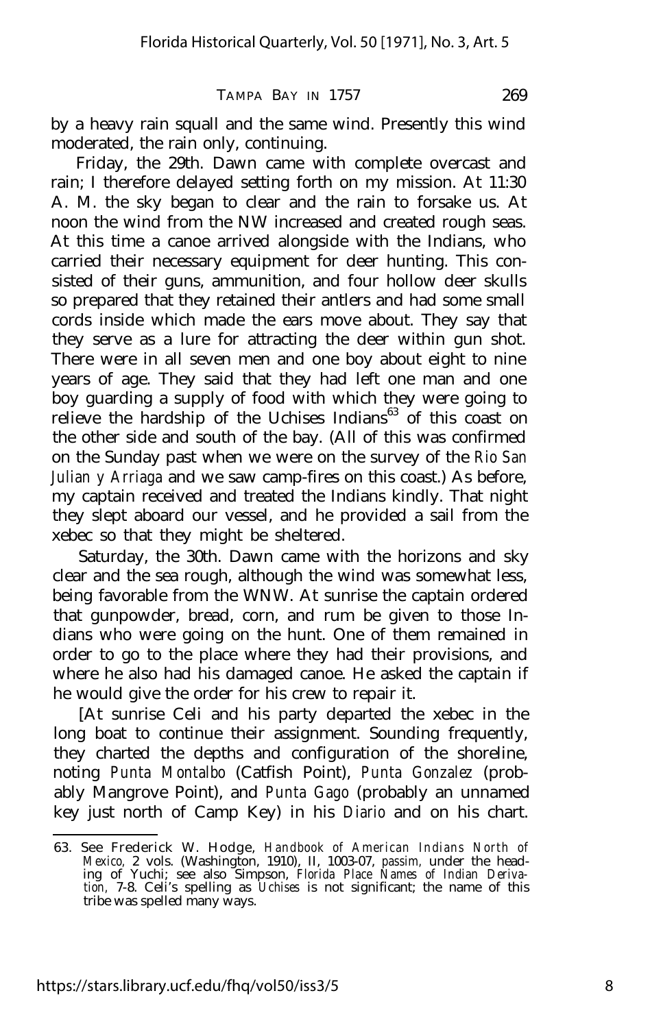by a heavy rain squall and the same wind. Presently this wind moderated, the rain only, continuing.

Friday, the 29th. Dawn came with complete overcast and rain; I therefore delayed setting forth on my mission. At 11:30 A. M. the sky began to clear and the rain to forsake us. At noon the wind from the NW increased and created rough seas. At this time a canoe arrived alongside with the Indians, who carried their necessary equipment for deer hunting. This consisted of their guns, ammunition, and four hollow deer skulls so prepared that they retained their antlers and had some small cords inside which made the ears move about. They say that they serve as a lure for attracting the deer within gun shot. There were in all seven men and one boy about eight to nine years of age. They said that they had left one man and one boy guarding a supply of food with which they were going to relieve the hardship of the Uchises Indians[63] of this coast on the other side and south of the bay. (All of this was confirmed on the Sunday past when we were on the survey of the *Rio San Julian y Arriaga* and we saw camp-fires on this coast.) As before, my captain received and treated the Indians kindly. That night they slept aboard our vessel, and he provided a sail from the xebec so that they might be sheltered.

Saturday, the 30th. Dawn came with the horizons and sky clear and the sea rough, although the wind was somewhat less, being favorable from the WNW. At sunrise the captain ordered that gunpowder, bread, corn, and rum be given to those Indians who were going on the hunt. One of them remained in order to go to the place where they had their provisions, and where he also had his damaged canoe. He asked the captain if he would give the order for his crew to repair it.

[At sunrise Celi and his party departed the xebec in the long boat to continue their assignment. Sounding frequently, they charted the depths and configuration of the shoreline, noting *Punta Montalbo* (Catfish Point), *Punta Gonzalez* (probably Mangrove Point), and *Punta Gago* (probably an unnamed key just north of Camp Key) in his *Diario* and on his chart.

63. See Frederick W. Hodge, *Handbook of American Indians North of Mexico,* 2 vols. (Washington, 1910), II, 1003-07, *passim,* under the heading of Yuchi; see also Simpson, *Florida Place Names of Indian Derivation,* 7-8. Celi's spelling as *Uchises* is not significant; the name of this tribe was spelled many ways.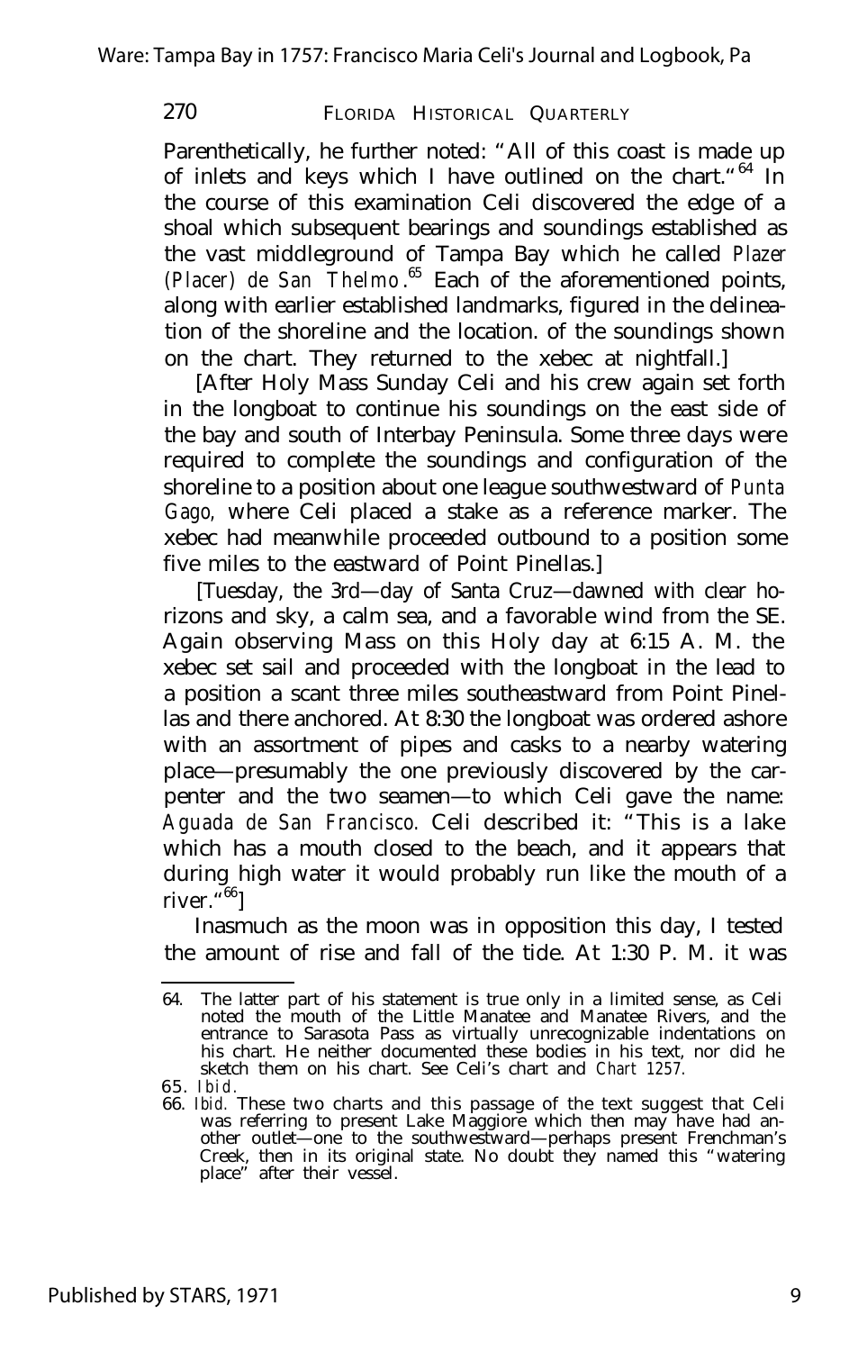Parenthetically, he further noted: "All of this coast is made up of inlets and keys which I have outlined on the chart."[64] In the course of this examination Celi discovered the edge of a shoal which subsequent bearings and soundings established as the vast middleground of Tampa Bay which he called *Plazer (Placer) de San Thelmo*.[65] Each of the aforementioned points, along with earlier established landmarks, figured in the delineation of the shoreline and the location. of the soundings shown on the chart. They returned to the xebec at nightfall.]

[After Holy Mass Sunday Celi and his crew again set forth in the longboat to continue his soundings on the east side of the bay and south of Interbay Peninsula. Some three days were required to complete the soundings and configuration of the shoreline to a position about one league southwestward of *Punta Gago,* where Celi placed a stake as a reference marker. The xebec had meanwhile proceeded outbound to a position some five miles to the eastward of Point Pinellas.]

[Tuesday, the 3rd—day of Santa Cruz—dawned with clear horizons and sky, a calm sea, and a favorable wind from the SE. Again observing Mass on this Holy day at 6:15 A. M. the xebec set sail and proceeded with the longboat in the lead to a position a scant three miles southeastward from Point Pinellas and there anchored. At 8:30 the longboat was ordered ashore with an assortment of pipes and casks to a nearby watering place—presumably the one previously discovered by the carpenter and the two seamen—to which Celi gave the name: *Aguada de San Francisco.* Celi described it: "This is a lake which has a mouth closed to the beach, and it appears that during high water it would probably run like the mouth of a river."[66]]

Inasmuch as the moon was in opposition this day, I tested the amount of rise and fall of the tide. At 1:30 P. M. it was

---

64. The latter part of his statement is true only in a limited sense, as Celi noted the mouth of the Little Manatee and Manatee Rivers, and the entrance to Sarasota Pass as virtually unrecognizable indentations on his chart. He neither documented these bodies in his text, nor did he sketch them on his chart. See Celi's chart and *Chart 1257.*

65. *Ibid.*

66. *Ibid.* These two charts and this passage of the text suggest that Celi was referring to present Lake Maggiore which then may have had another outlet—one to the southwestward—perhaps present Frenchman's Creek, then in its original state. No doubt they named this "watering place" after their vessel.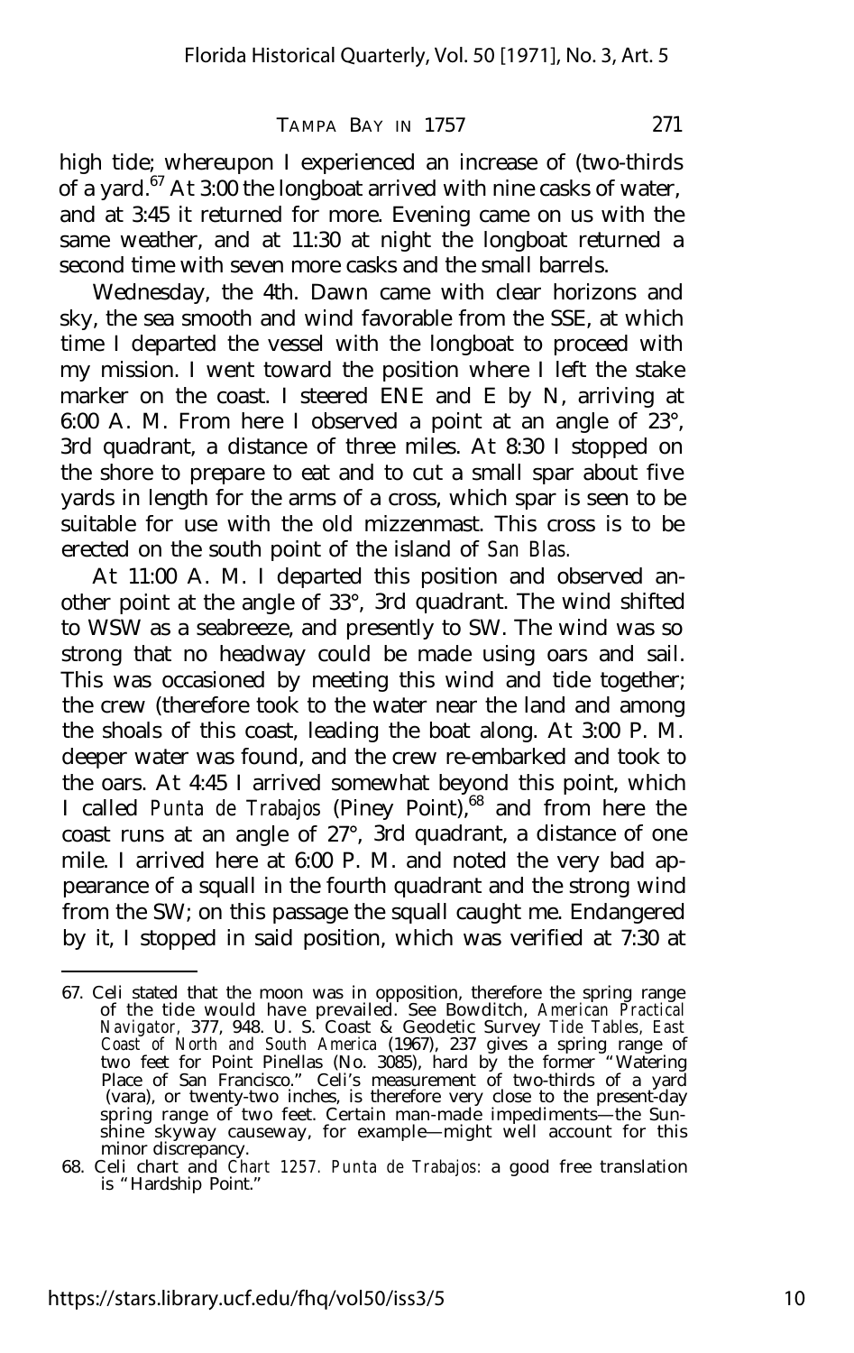high tide; whereupon I experienced an increase of (two-thirds of a yard.[67] At 3:00 the longboat arrived with nine casks of water, and at 3:45 it returned for more. Evening came on us with the same weather, and at 11:30 at night the longboat returned a second time with seven more casks and the small barrels.

Wednesday, the 4th. Dawn came with clear horizons and sky, the sea smooth and wind favorable from the SSE, at which time I departed the vessel with the longboat to proceed with my mission. I went toward the position where I left the stake marker on the coast. I steered ENE and E by N, arriving at 6:00 A. M. From here I observed a point at an angle of 23°, 3rd quadrant, a distance of three miles. At 8:30 I stopped on the shore to prepare to eat and to cut a small spar about five yards in length for the arms of a cross, which spar is seen to be suitable for use with the old mizzenmast. This cross is to be erected on the south point of the island of *San Blas.*

At 11:00 A. M. I departed this position and observed another point at the angle of 33°, 3rd quadrant. The wind shifted to WSW as a seabreeze, and presently to SW. The wind was so strong that no headway could be made using oars and sail. This was occasioned by meeting this wind and tide together; the crew (therefore took to the water near the land and among the shoals of this coast, leading the boat along. At 3:00 P. M. deeper water was found, and the crew re-embarked and took to the oars. At 4:45 I arrived somewhat beyond this point, which I called *Punta de Trabajos* (Piney Point),[68] and from here the coast runs at an angle of 27°, 3rd quadrant, a distance of one mile. I arrived here at 6:00 P. M. and noted the very bad appearance of a squall in the fourth quadrant and the strong wind from the SW; on this passage the squall caught me. Endangered by it, I stopped in said position, which was verified at 7:30 at

---

67. Celi stated that the moon was in opposition, therefore the spring range of the tide would have prevailed. See Bowditch, *American Practical Navigator,* 377, 948. U. S. Coast & Geodetic Survey *Tide Tables, East Coast of North and South America* (1967), 237 gives a spring range of two feet for Point Pinellas (No. 3085), hard by the former "Watering Place of San Francisco." Celi's measurement of two-thirds of a yard (vara), or twenty-two inches, is therefore very close to the present-day spring range of two feet. Certain man-made impediments—the Sunshine skyway causeway, for example—might well account for this minor discrepancy.

68. Celi chart and *Chart 1257. Punta de Trabajos:* a good free translation is "Hardship Point."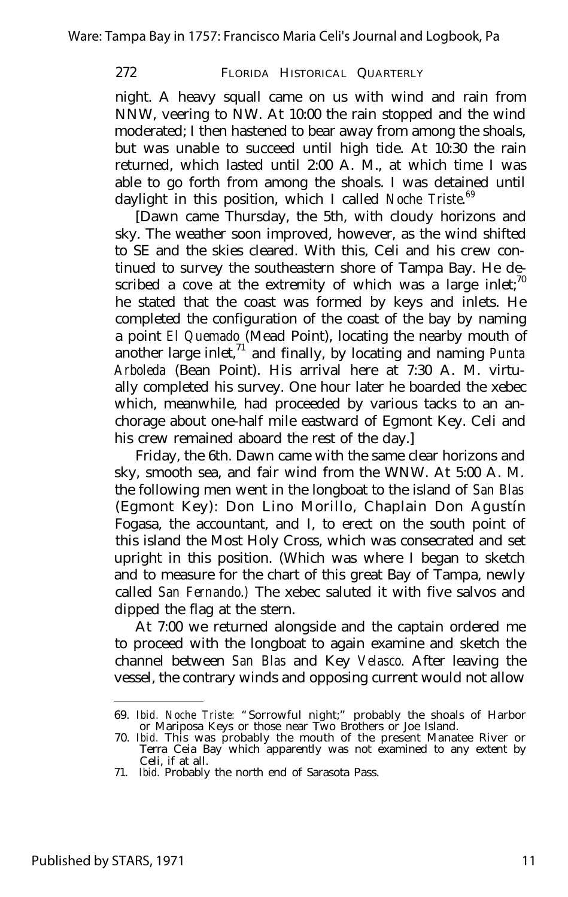night. A heavy squall came on us with wind and rain from NNW, veering to NW. At 10:00 the rain stopped and the wind moderated; I then hastened to bear away from among the shoals, but was unable to succeed until high tide. At 10:30 the rain returned, which lasted until 2:00 A. M., at which time I was able to go forth from among the shoals. I was detained until daylight in this position, which I called *Noche Triste*.[69]

[Dawn came Thursday, the 5th, with cloudy horizons and sky. The weather soon improved, however, as the wind shifted to SE and the skies cleared. With this, Celi and his crew continued to survey the southeastern shore of Tampa Bay. He described a cove at the extremity of which was a large inlet;[70] he stated that the coast was formed by keys and inlets. He completed the configuration of the coast of the bay by naming a point *El Quemado* (Mead Point), locating the nearby mouth of another large inlet,[71] and finally, by locating and naming *Punta Arboleda* (Bean Point). His arrival here at 7:30 A. M. virtually completed his survey. One hour later he boarded the xebec which, meanwhile, had proceeded by various tacks to an anchorage about one-half mile eastward of Egmont Key. Celi and his crew remained aboard the rest of the day.]

Friday, the 6th. Dawn came with the same clear horizons and sky, smooth sea, and fair wind from the WNW. At 5:00 A. M. the following men went in the longboat to the island of *San Blas* (Egmont Key): Don Lino Morillo, Chaplain Don Agustín Fogasa, the accountant, and I, to erect on the south point of this island the Most Holy Cross, which was consecrated and set upright in this position. (Which was where I began to sketch and to measure for the chart of this great Bay of Tampa, newly called *San Fernando*.) The xebec saluted it with five salvos and dipped the flag at the stern.

At 7:00 we returned alongside and the captain ordered me to proceed with the longboat to again examine and sketch the channel between *San Blas* and Key *Velasco*. After leaving the vessel, the contrary winds and opposing current would not allow

---

69. *Ibid. Noche Triste*: "Sorrowful night;" probably the shoals of Harbor or Mariposa Keys or those near Two Brothers or Joe Island.
70. *Ibid.* This was probably the mouth of the present Manatee River or Terra Ceia Bay which apparently was not examined to any extent by Celi, if at all.
71. *Ibid.* Probably the north end of Sarasota Pass.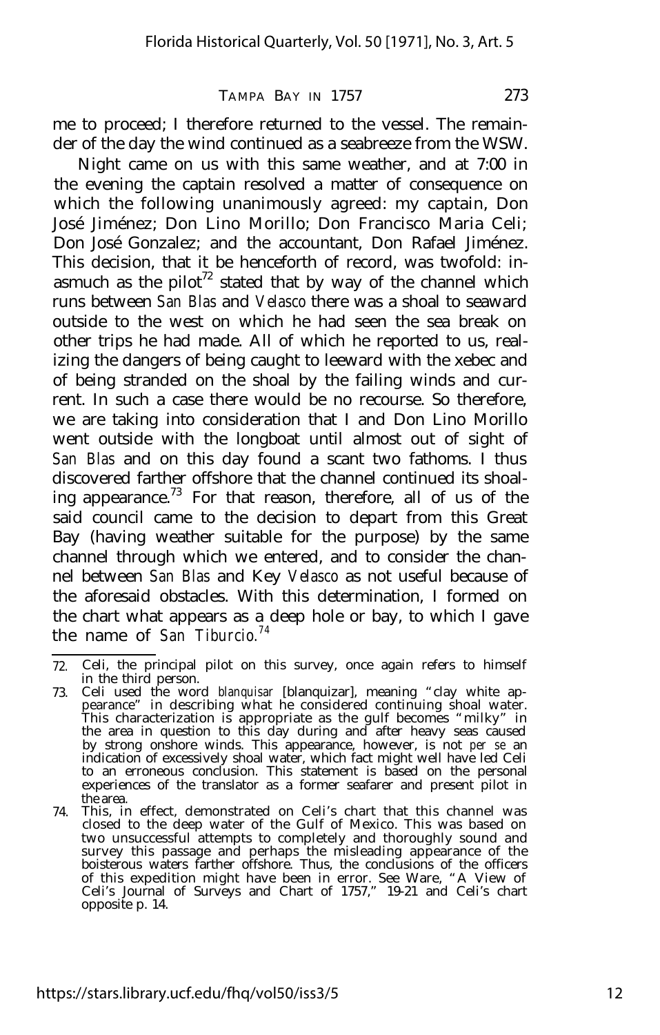me to proceed; I therefore returned to the vessel. The remainder of the day the wind continued as a seabreeze from the WSW.

Night came on us with this same weather, and at 7:00 in the evening the captain resolved a matter of consequence on which the following unanimously agreed: my captain, Don José Jiménez; Don Lino Morillo; Don Francisco Maria Celi; Don José Gonzalez; and the accountant, Don Rafael Jiménez. This decision, that it be henceforth of record, was twofold: inasmuch as the pilot[72] stated that by way of the channel which runs between *San Blas* and *Velasco* there was a shoal to seaward outside to the west on which he had seen the sea break on other trips he had made. All of which he reported to us, realizing the dangers of being caught to leeward with the xebec and of being stranded on the shoal by the failing winds and current. In such a case there would be no recourse. So therefore, we are taking into consideration that I and Don Lino Morillo went outside with the longboat until almost out of sight of *San Blas* and on this day found a scant two fathoms. I thus discovered farther offshore that the channel continued its shoaling appearance.[73] For that reason, therefore, all of us of the said council came to the decision to depart from this Great Bay (having weather suitable for the purpose) by the same channel through which we entered, and to consider the channel between *San Blas* and Key *Velasco* as not useful because of the aforesaid obstacles. With this determination, I formed on the chart what appears as a deep hole or bay, to which I gave the name of *San Tiburcio*.[74]

---

72. Celi, the principal pilot on this survey, once again refers to himself in the third person.
73. Celi used the word *blanquisar* [blanquizar], meaning "clay white appearance" in describing what he considered continuing shoal water. This characterization is appropriate as the gulf becomes "milky" in the area in question to this day during and after heavy seas caused by strong onshore winds. This appearance, however, is not *per se* an indication of excessively shoal water, which fact might well have led Celi to an erroneous conclusion. This statement is based on the personal experiences of the translator as a former seafarer and present pilot in the area.
74. This, in effect, demonstrated on Celi's chart that this channel was closed to the deep water of the Gulf of Mexico. This was based on two unsuccessful attempts to completely and thoroughly sound and survey this passage and perhaps the misleading appearance of the boisterous waters farther offshore. Thus, the conclusions of the officers of this expedition might have been in error. See Ware, "A View of Celi's Journal of Surveys and Chart of 1757," 19-21 and Celi's chart opposite p. 14.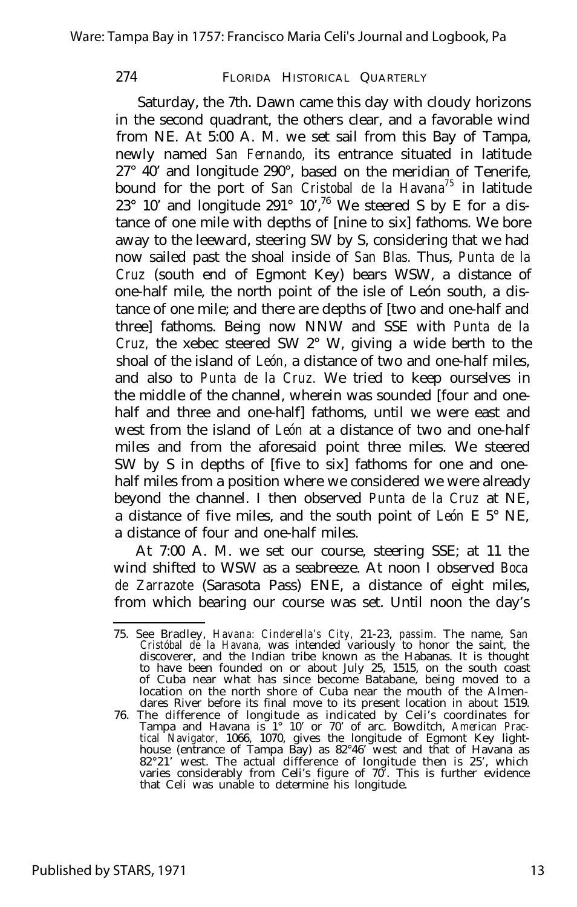Saturday, the 7th. Dawn came this day with cloudy horizons in the second quadrant, the others clear, and a favorable wind from NE. At 5:00 A. M. we set sail from this Bay of Tampa, newly named *San Fernando*, its entrance situated in latitude 27° 40′ and longitude 290°, based on the meridian of Tenerife, bound for the port of *San Cristobal de la Havana*[75] in latitude 23° 10′ and longitude 291° 10′,[76] We steered S by E for a distance of one mile with depths of [nine to six] fathoms. We bore away to the leeward, steering SW by S, considering that we had now sailed past the shoal inside of *San Blas*. Thus, *Punta de la Cruz* (south end of Egmont Key) bears WSW, a distance of one-half mile, the north point of the isle of León south, a distance of one mile; and there are depths of [two and one-half and three] fathoms. Being now NNW and SSE with *Punta de la Cruz*, the xebec steered SW 2° W, giving a wide berth to the shoal of the island of *León*, a distance of two and one-half miles, and also to *Punta de la Cruz*. We tried to keep ourselves in the middle of the channel, wherein was sounded [four and one-half and three and one-half] fathoms, until we were east and west from the island of *León* at a distance of two and one-half miles and from the aforesaid point three miles. We steered SW by S in depths of [five to six] fathoms for one and one-half miles from a position where we considered we were already beyond the channel. I then observed *Punta de la Cruz* at NE, a distance of five miles, and the south point of *León* E 5° NE, a distance of four and one-half miles.

At 7:00 A. M. we set our course, steering SSE; at 11 the wind shifted to WSW as a seabreeze. At noon I observed *Boca de Zarrazote* (Sarasota Pass) ENE, a distance of eight miles, from which bearing our course was set. Until noon the day's

---

75. See Bradley, *Havana: Cinderella's City*, 21-23, *passim*. The name, *San Cristóbal de la Havana*, was intended variously to honor the saint, the discoverer, and the Indian tribe known as the Habanas. It is thought to have been founded on or about July 25, 1515, on the south coast of Cuba near what has since become Batabane, being moved to a location on the north shore of Cuba near the mouth of the Almendares River before its final move to its present location in about 1519.

76. The difference of longitude as indicated by Celi's coordinates for Tampa and Havana is 1° 10′ or 70′ of arc. Bowditch, *American Practical Navigator*, 1066, 1070, gives the longitude of Egmont Key lighthouse (entrance of Tampa Bay) as 82°46′ west and that of Havana as 82°21′ west. The actual difference of longitude then is 25′, which varies considerably from Celi's figure of 70′. This is further evidence that Celi was unable to determine his longitude.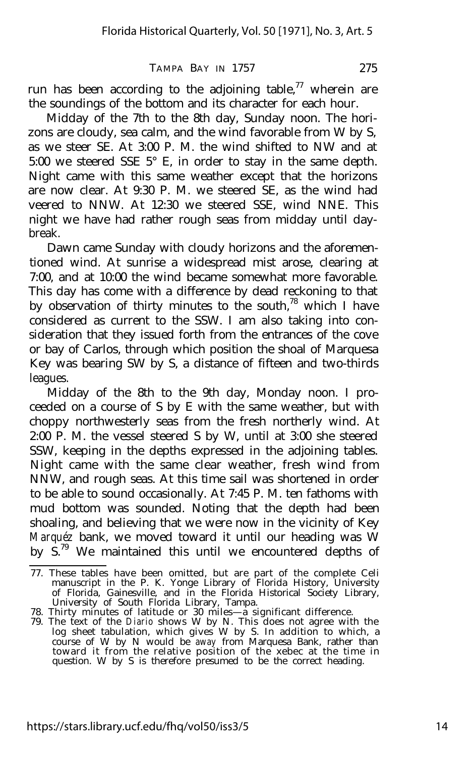run has been according to the adjoining table,[77] wherein are the soundings of the bottom and its character for each hour.

Midday of the 7th to the 8th day, Sunday noon. The horizons are cloudy, sea calm, and the wind favorable from W by S, as we steer SE. At 3:00 P. M. the wind shifted to NW and at 5:00 we steered SSE 5° E, in order to stay in the same depth. Night came with this same weather except that the horizons are now clear. At 9:30 P. M. we steered SE, as the wind had veered to NNW. At 12:30 we steered SSE, wind NNE. This night we have had rather rough seas from midday until daybreak.

Dawn came Sunday with cloudy horizons and the aforementioned wind. At sunrise a widespread mist arose, clearing at 7:00, and at 10:00 the wind became somewhat more favorable. This day has come with a difference by dead reckoning to that by observation of thirty minutes to the south,[78] which I have considered as current to the SSW. I am also taking into consideration that they issued forth from the entrances of the cove or bay of Carlos, through which position the shoal of Marquesa Key was bearing SW by S, a distance of fifteen and two-thirds leagues.

Midday of the 8th to the 9th day, Monday noon. I proceeded on a course of S by E with the same weather, but with choppy northwesterly seas from the fresh northerly wind. At 2:00 P. M. the vessel steered S by W, until at 3:00 she steered SSW, keeping in the depths expressed in the adjoining tables. Night came with the same clear weather, fresh wind from NNW, and rough seas. At this time sail was shortened in order to be able to sound occasionally. At 7:45 P. M. ten fathoms with mud bottom was sounded. Noting that the depth had been shoaling, and believing that we were now in the vicinity of Key *Marquéz* bank, we moved toward it until our heading was W by S.[79] We maintained this until we encountered depths of

---

77. These tables have been omitted, but are part of the complete Celi manuscript in the P. K. Yonge Library of Florida History, University of Florida, Gainesville, and in the Florida Historical Society Library, University of South Florida Library, Tampa.
78. Thirty minutes of latitude or 30 miles—a significant difference.
79. The text of the *Diario* shows W by N. This does not agree with the log sheet tabulation, which gives W by S. In addition to which, a course of W by N would be *away* from Marquesa Bank, rather than toward it from the relative position of the xebec at the time in question. W by S is therefore presumed to be the correct heading.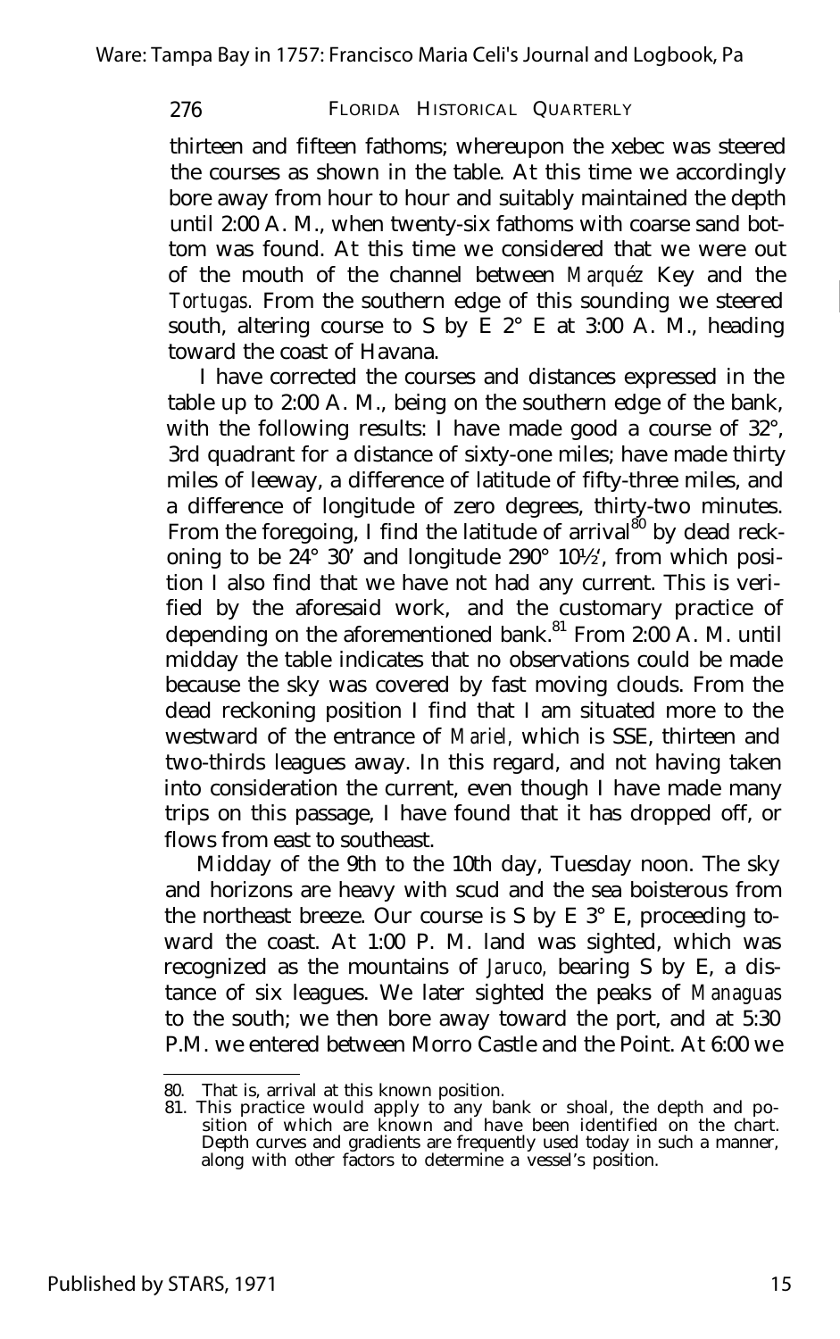thirteen and fifteen fathoms; whereupon the xebec was steered the courses as shown in the table. At this time we accordingly bore away from hour to hour and suitably maintained the depth until 2:00 A. M., when twenty-six fathoms with coarse sand bottom was found. At this time we considered that we were out of the mouth of the channel between *Marquéz* Key and the *Tortugas.* From the southern edge of this sounding we steered south, altering course to S by E 2° E at 3:00 A. M., heading toward the coast of Havana.

I have corrected the courses and distances expressed in the table up to 2:00 A. M., being on the southern edge of the bank, with the following results: I have made good a course of 32°, 3rd quadrant for a distance of sixty-one miles; have made thirty miles of leeway, a difference of latitude of fifty-three miles, and a difference of longitude of zero degrees, thirty-two minutes. From the foregoing, I find the latitude of arrival[80] by dead reckoning to be 24° 30′ and longitude 290° 10½′, from which position I also find that we have not had any current. This is verified by the aforesaid work, and the customary practice of depending on the aforementioned bank.[81] From 2:00 A. M. until midday the table indicates that no observations could be made because the sky was covered by fast moving clouds. From the dead reckoning position I find that I am situated more to the westward of the entrance of *Mariel,* which is SSE, thirteen and two-thirds leagues away. In this regard, and not having taken into consideration the current, even though I have made many trips on this passage, I have found that it has dropped off, or flows from east to southeast.

Midday of the 9th to the 10th day, Tuesday noon. The sky and horizons are heavy with scud and the sea boisterous from the northeast breeze. Our course is S by E 3° E, proceeding toward the coast. At 1:00 P. M. land was sighted, which was recognized as the mountains of *Jaruco,* bearing S by E, a distance of six leagues. We later sighted the peaks of *Managuas* to the south; we then bore away toward the port, and at 5:30 P.M. we entered between Morro Castle and the Point. At 6:00 we

---

80. That is, arrival at this known position.

81. This practice would apply to any bank or shoal, the depth and position of which are known and have been identified on the chart. Depth curves and gradients are frequently used today in such a manner, along with other factors to determine a vessel's position.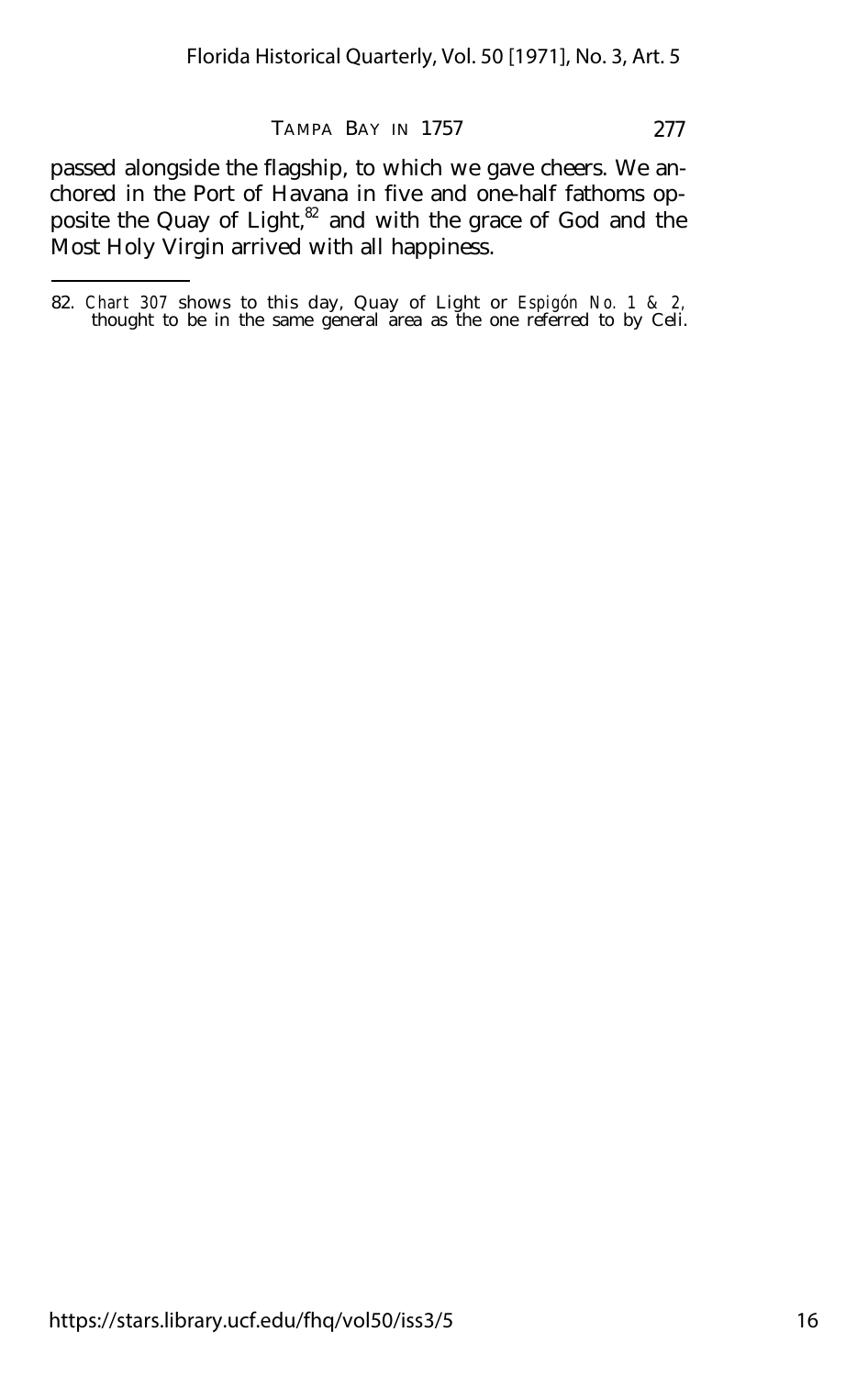passed alongside the flagship, to which we gave cheers. We anchored in the Port of Havana in five and one-half fathoms opposite the Quay of Light,[82] and with the grace of God and the Most Holy Virgin arrived with all happiness.

---

82. *Chart 307* shows to this day, Quay of Light or *Espigón No. 1 & 2,* thought to be in the same general area as the one referred to by Celi.